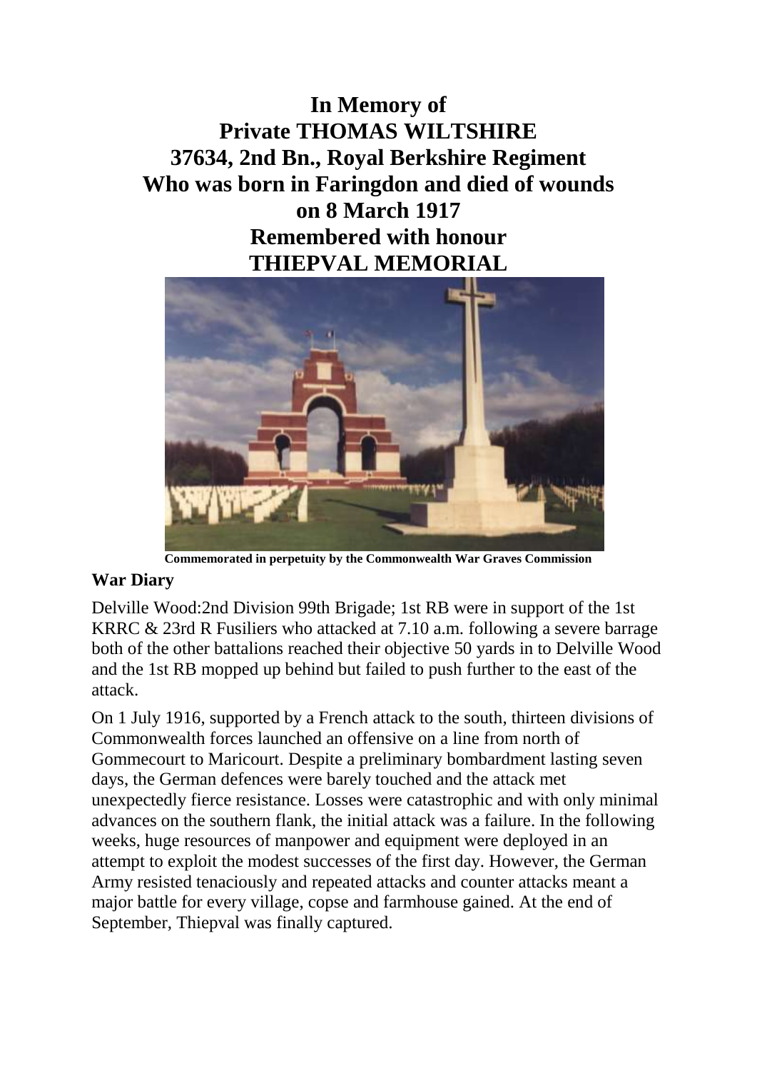# In Memory of
# Private THOMAS WILTSHIRE
# 37634, 2nd Bn., Royal Berkshire Regiment
# Who was born in Faringdon and died of wounds on 8 March 1917
# Remembered with honour
# THIEPVAL MEMORIAL

**Commemorated in perpetuity by the Commonwealth War Graves Commission**

### War Diary

Delville Wood:2nd Division 99th Brigade; 1st RB were in support of the 1st KRRC & 23rd R Fusiliers who attacked at 7.10 a.m. following a severe barrage both of the other battalions reached their objective 50 yards in to Delville Wood and the 1st RB mopped up behind but failed to push further to the east of the attack.

On 1 July 1916, supported by a French attack to the south, thirteen divisions of Commonwealth forces launched an offensive on a line from north of Gommecourt to Maricourt. Despite a preliminary bombardment lasting seven days, the German defences were barely touched and the attack met unexpectedly fierce resistance. Losses were catastrophic and with only minimal advances on the southern flank, the initial attack was a failure. In the following weeks, huge resources of manpower and equipment were deployed in an attempt to exploit the modest successes of the first day. However, the German Army resisted tenaciously and repeated attacks and counter attacks meant a major battle for every village, copse and farmhouse gained. At the end of September, Thiepval was finally captured.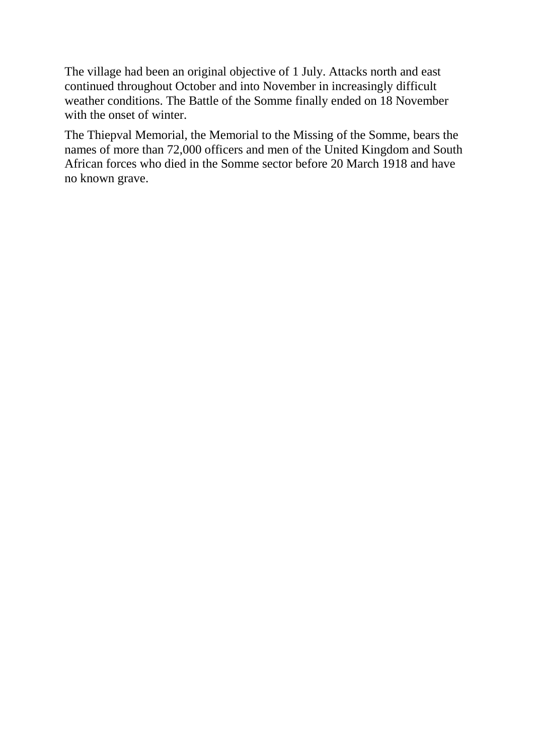The village had been an original objective of 1 July. Attacks north and east continued throughout October and into November in increasingly difficult weather conditions. The Battle of the Somme finally ended on 18 November with the onset of winter.

The Thiepval Memorial, the Memorial to the Missing of the Somme, bears the names of more than 72,000 officers and men of the United Kingdom and South African forces who died in the Somme sector before 20 March 1918 and have no known grave.